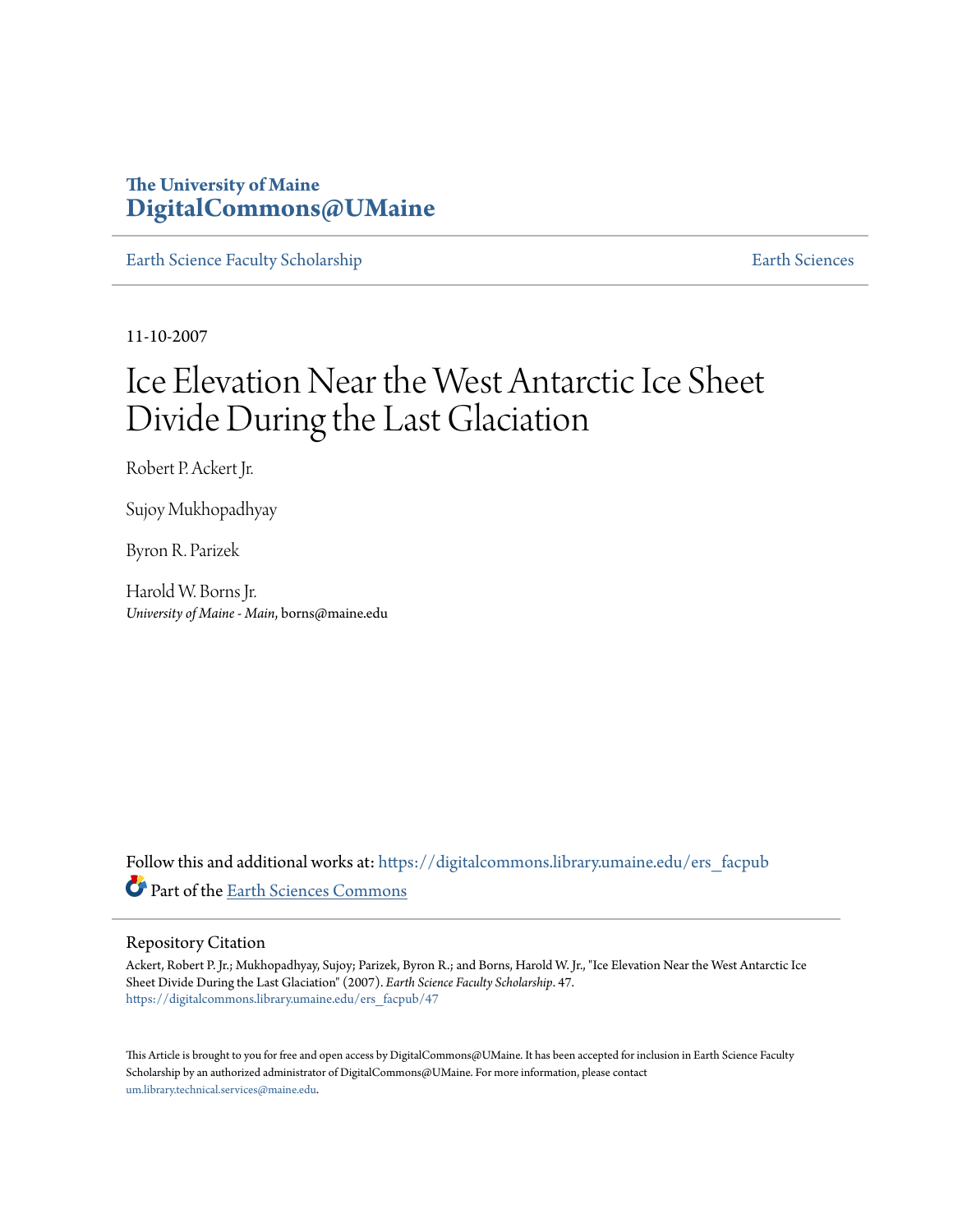The University of Maine
**DigitalCommons@UMaine**

Earth Science Faculty Scholarship | Earth Sciences

11-10-2007

# Ice Elevation Near the West Antarctic Ice Sheet Divide During the Last Glaciation

Robert P. Ackert Jr.

Sujoy Mukhopadhyay

Byron R. Parizek

Harold W. Borns Jr.
*University of Maine - Main*, borns@maine.edu

Follow this and additional works at: https://digitalcommons.library.umaine.edu/ers_facpub

Part of the Earth Sciences Commons

## Repository Citation

Ackert, Robert P. Jr.; Mukhopadhyay, Sujoy; Parizek, Byron R.; and Borns, Harold W. Jr., "Ice Elevation Near the West Antarctic Ice Sheet Divide During the Last Glaciation" (2007). *Earth Science Faculty Scholarship*. 47.
https://digitalcommons.library.umaine.edu/ers_facpub/47

This Article is brought to you for free and open access by DigitalCommons@UMaine. It has been accepted for inclusion in Earth Science Faculty Scholarship by an authorized administrator of DigitalCommons@UMaine. For more information, please contact um.library.technical.services@maine.edu.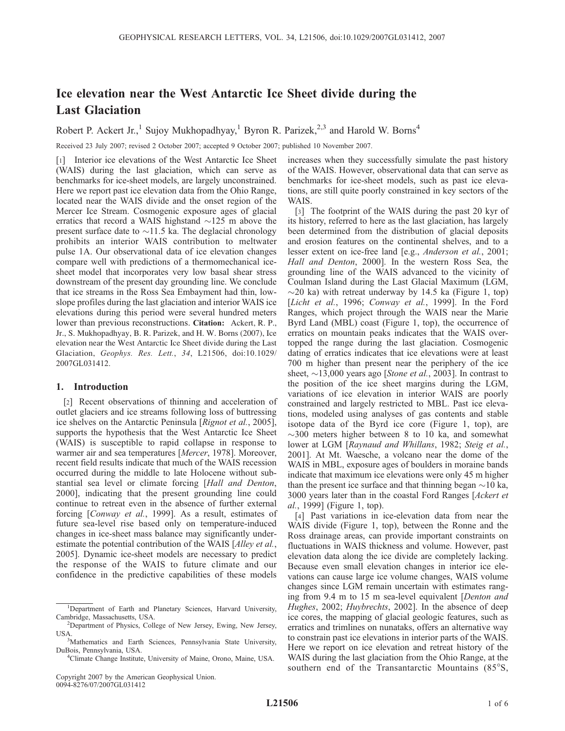# Ice elevation near the West Antarctic Ice Sheet divide during the Last Glaciation

Robert P. Ackert Jr.,[1] Sujoy Mukhopadhyay,[1] Byron R. Parizek,[2,3] and Harold W. Borns[4]

Received 23 July 2007; revised 2 October 2007; accepted 9 October 2007; published 10 November 2007.

[1] Interior ice elevations of the West Antarctic Ice Sheet (WAIS) during the last glaciation, which can serve as benchmarks for ice-sheet models, are largely unconstrained. Here we report past ice elevation data from the Ohio Range, located near the WAIS divide and the onset region of the Mercer Ice Stream. Cosmogenic exposure ages of glacial erratics that record a WAIS highstand ~125 m above the present surface date to ~11.5 ka. The deglacial chronology prohibits an interior WAIS contribution to meltwater pulse 1A. Our observational data of ice elevation changes compare well with predictions of a thermomechanical ice-sheet model that incorporates very low basal shear stress downstream of the present day grounding line. We conclude that ice streams in the Ross Sea Embayment had thin, low-slope profiles during the last glaciation and interior WAIS ice elevations during this period were several hundred meters lower than previous reconstructions. **Citation:** Ackert, R. P., Jr., S. Mukhopadhyay, B. R. Parizek, and H. W. Borns (2007), Ice elevation near the West Antarctic Ice Sheet divide during the Last Glaciation, *Geophys. Res. Lett.*, *34*, L21506, doi:10.1029/2007GL031412.

## 1. Introduction

[2] Recent observations of thinning and acceleration of outlet glaciers and ice streams following loss of buttressing ice shelves on the Antarctic Peninsula [*Rignot et al.*, 2005], supports the hypothesis that the West Antarctic Ice Sheet (WAIS) is susceptible to rapid collapse in response to warmer air and sea temperatures [*Mercer*, 1978]. Moreover, recent field results indicate that much of the WAIS recession occurred during the middle to late Holocene without substantial sea level or climate forcing [*Hall and Denton*, 2000], indicating that the present grounding line could continue to retreat even in the absence of further external forcing [*Conway et al.*, 1999]. As a result, estimates of future sea-level rise based only on temperature-induced changes in ice-sheet mass balance may significantly underestimate the potential contribution of the WAIS [*Alley et al.*, 2005]. Dynamic ice-sheet models are necessary to predict the response of the WAIS to future climate and our confidence in the predictive capabilities of these models increases when they successfully simulate the past history of the WAIS. However, observational data that can serve as benchmarks for ice-sheet models, such as past ice elevations, are still quite poorly constrained in key sectors of the WAIS.

[3] The footprint of the WAIS during the past 20 kyr of its history, referred to here as the last glaciation, has largely been determined from the distribution of glacial deposits and erosion features on the continental shelves, and to a lesser extent on ice-free land [e.g., *Anderson et al.*, 2001; *Hall and Denton*, 2000]. In the western Ross Sea, the grounding line of the WAIS advanced to the vicinity of Coulman Island during the Last Glacial Maximum (LGM, ~20 ka) with retreat underway by 14.5 ka (Figure 1, top) [*Licht et al.*, 1996; *Conway et al.*, 1999]. In the Ford Ranges, which project through the WAIS near the Marie Byrd Land (MBL) coast (Figure 1, top), the occurrence of erratics on mountain peaks indicates that the WAIS overtopped the range during the last glaciation. Cosmogenic dating of erratics indicates that ice elevations were at least 700 m higher than present near the periphery of the ice sheet, ~13,000 years ago [*Stone et al.*, 2003]. In contrast to the position of the ice sheet margins during the LGM, variations of ice elevation in interior WAIS are poorly constrained and largely restricted to MBL. Past ice elevations, modeled using analyses of gas contents and stable isotope data of the Byrd ice core (Figure 1, top), are ~300 meters higher between 8 to 10 ka, and somewhat lower at LGM [*Raynaud and Whillans*, 1982; *Steig et al.*, 2001]. At Mt. Waesche, a volcano near the dome of the WAIS in MBL, exposure ages of boulders in moraine bands indicate that maximum ice elevations were only 45 m higher than the present ice surface and that thinning began ~10 ka, 3000 years later than in the coastal Ford Ranges [*Ackert et al.*, 1999] (Figure 1, top).

[4] Past variations in ice-elevation data from near the WAIS divide (Figure 1, top), between the Ronne and the Ross drainage areas, can provide important constraints on fluctuations in WAIS thickness and volume. However, past elevation data along the ice divide are completely lacking. Because even small elevation changes in interior ice elevations can cause large ice volume changes, WAIS volume changes since LGM remain uncertain with estimates ranging from 9.4 m to 15 m sea-level equivalent [*Denton and Hughes*, 2002; *Huybrechts*, 2002]. In the absence of deep ice cores, the mapping of glacial geologic features, such as erratics and trimlines on nunataks, offers an alternative way to constrain past ice elevations in interior parts of the WAIS. Here we report on ice elevation and retreat history of the WAIS during the last glaciation from the Ohio Range, at the southern end of the Transantarctic Mountains (85°S,

[1]Department of Earth and Planetary Sciences, Harvard University, Cambridge, Massachusetts, USA.

[2]Department of Physics, College of New Jersey, Ewing, New Jersey, USA.

[3]Mathematics and Earth Sciences, Pennsylvania State University, DuBois, Pennsylvania, USA.

[4]Climate Change Institute, University of Maine, Orono, Maine, USA.

Copyright 2007 by the American Geophysical Union.
0094-8276/07/2007GL031412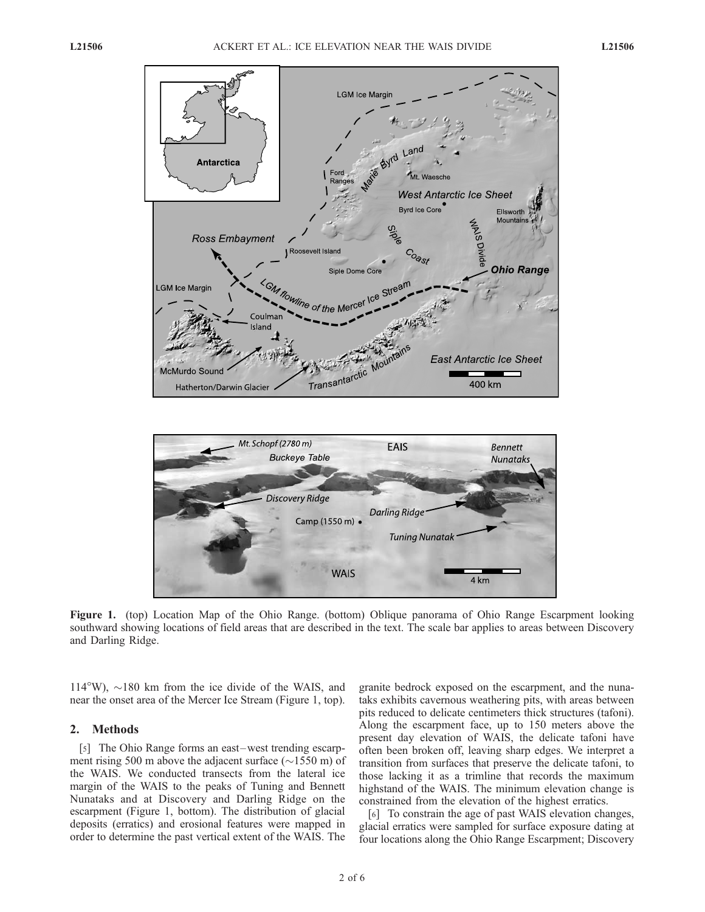**Figure 1.** (top) Location Map of the Ohio Range. (bottom) Oblique panorama of Ohio Range Escarpment looking southward showing locations of field areas that are described in the text. The scale bar applies to areas between Discovery and Darling Ridge.

114°W), ~180 km from the ice divide of the WAIS, and near the onset area of the Mercer Ice Stream (Figure 1, top).

## 2. Methods

[5] The Ohio Range forms an east–west trending escarpment rising 500 m above the adjacent surface (~1550 m) of the WAIS. We conducted transects from the lateral ice margin of the WAIS to the peaks of Tuning and Bennett Nunataks and at Discovery and Darling Ridge on the escarpment (Figure 1, bottom). The distribution of glacial deposits (erratics) and erosional features were mapped in order to determine the past vertical extent of the WAIS. The granite bedrock exposed on the escarpment, and the nunataks exhibits cavernous weathering pits, with areas between pits reduced to delicate centimeters thick structures (tafoni). Along the escarpment face, up to 150 meters above the present day elevation of WAIS, the delicate tafoni have often been broken off, leaving sharp edges. We interpret a transition from surfaces that preserve the delicate tafoni, to those lacking it as a trimline that records the maximum highstand of the WAIS. The minimum elevation change is constrained from the elevation of the highest erratics.

[6] To constrain the age of past WAIS elevation changes, glacial erratics were sampled for surface exposure dating at four locations along the Ohio Range Escarpment; Discovery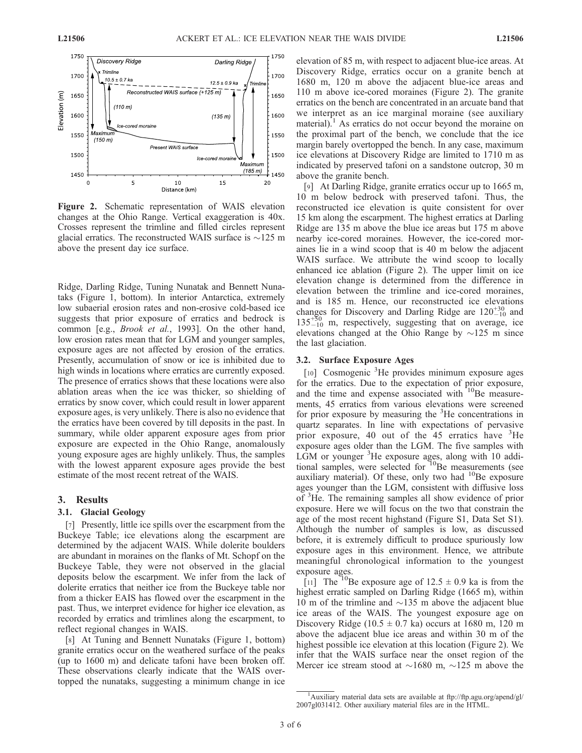1750
Discovery Ridge
Darling Ridge
1750
Trimline
1700
10.5 ± 0.7 ka
12.5 ± 0.9 ka
Trimline
1700
Reconstructed WAIS surface (+125 m)
1650
1650
(110 m)
Elevation (m)
1600
(135 m)
1600
Ice-cored moraine
1550
Maximum
(150 m)
1550
Present WAIS surface
1500
Ice-cored moraine
1500
Maximum
(185 m)
1450
1450
0
5
10
15
20
Distance (km)

**Figure 2.** Schematic representation of WAIS elevation changes at the Ohio Range. Vertical exaggeration is 40x. Crosses represent the trimline and filled circles represent glacial erratics. The reconstructed WAIS surface is ~125 m above the present day ice surface.

Ridge, Darling Ridge, Tuning Nunatak and Bennett Nunataks (Figure 1, bottom). In interior Antarctica, extremely low subaerial erosion rates and non-erosive cold-based ice suggests that prior exposure of erratics and bedrock is common [e.g., *Brook et al.*, 1993]. On the other hand, low erosion rates mean that for LGM and younger samples, exposure ages are not affected by erosion of the erratics. Presently, accumulation of snow or ice is inhibited due to high winds in locations where erratics are currently exposed. The presence of erratics shows that these locations were also ablation areas when the ice was thicker, so shielding of erratics by snow cover, which could result in lower apparent exposure ages, is very unlikely. There is also no evidence that the erratics have been covered by till deposits in the past. In summary, while older apparent exposure ages from prior exposure are expected in the Ohio Range, anomalously young exposure ages are highly unlikely. Thus, the samples with the lowest apparent exposure ages provide the best estimate of the most recent retreat of the WAIS.

## 3. Results

### 3.1. Glacial Geology

[7] Presently, little ice spills over the escarpment from the Buckeye Table; ice elevations along the escarpment are determined by the adjacent WAIS. While dolerite boulders are abundant in moraines on the flanks of Mt. Schopf on the Buckeye Table, they were not observed in the glacial deposits below the escarpment. We infer from the lack of dolerite erratics that neither ice from the Buckeye table nor from a thicker EAIS has flowed over the escarpment in the past. Thus, we interpret evidence for higher ice elevation, as recorded by erratics and trimlines along the escarpment, to reflect regional changes in WAIS.

[8] At Tuning and Bennett Nunataks (Figure 1, bottom) granite erratics occur on the weathered surface of the peaks (up to 1600 m) and delicate tafoni have been broken off. These observations clearly indicate that the WAIS overtopped the nunataks, suggesting a minimum change in ice elevation of 85 m, with respect to adjacent blue-ice areas. At Discovery Ridge, erratics occur on a granite bench at 1680 m, 120 m above the adjacent blue-ice areas and 110 m above ice-cored moraines (Figure 2). The granite erratics on the bench are concentrated in an arcuate band that we interpret as an ice marginal moraine (see auxiliary material).[1] As erratics do not occur beyond the moraine on the proximal part of the bench, we conclude that the ice margin barely overtopped the bench. In any case, maximum ice elevations at Discovery Ridge are limited to 1710 m as indicated by preserved tafoni on a sandstone outcrop, 30 m above the granite bench.

[9] At Darling Ridge, granite erratics occur up to 1665 m, 10 m below bedrock with preserved tafoni. Thus, the reconstructed ice elevation is quite consistent for over 15 km along the escarpment. The highest erratics at Darling Ridge are 135 m above the blue ice areas but 175 m above nearby ice-cored moraines. However, the ice-cored moraines lie in a wind scoop that is 40 m below the adjacent WAIS surface. We attribute the wind scoop to locally enhanced ice ablation (Figure 2). The upper limit on ice elevation change is determined from the difference in elevation between the trimline and ice-cored moraines, and is 185 m. Hence, our reconstructed ice elevations changes for Discovery and Darling Ridge are $120^{+30}_{-10}$ and $135^{+50}_{-10}$ m, respectively, suggesting that on average, ice elevations changed at the Ohio Range by ~125 m since the last glaciation.

### 3.2. Surface Exposure Ages

[10] Cosmogenic $^{3}$He provides minimum exposure ages for the erratics. Due to the expectation of prior exposure, and the time and expense associated with $^{10}$Be measurements, 45 erratics from various elevations were screened for prior exposure by measuring the $^{3}$He concentrations in quartz separates. In line with expectations of pervasive prior exposure, 40 out of the 45 erratics have $^{3}$He exposure ages older than the LGM. The five samples with LGM or younger $^{3}$He exposure ages, along with 10 additional samples, were selected for $^{10}$Be measurements (see auxiliary material). Of these, only two had $^{10}$Be exposure ages younger than the LGM, consistent with diffusive loss of $^{3}$He. The remaining samples all show evidence of prior exposure. Here we will focus on the two that constrain the age of the most recent highstand (Figure S1, Data Set S1). Although the number of samples is low, as discussed before, it is extremely difficult to produce spuriously low exposure ages in this environment. Hence, we attribute meaningful chronological information to the youngest exposure ages.

[11] The $^{10}$Be exposure age of 12.5 ± 0.9 ka is from the highest erratic sampled on Darling Ridge (1665 m), within 10 m of the trimline and ~135 m above the adjacent blue ice areas of the WAIS. The youngest exposure age on Discovery Ridge (10.5 ± 0.7 ka) occurs at 1680 m, 120 m above the adjacent blue ice areas and within 30 m of the highest possible ice elevation at this location (Figure 2). We infer that the WAIS surface near the onset region of the Mercer ice stream stood at ~1680 m, ~125 m above the

[1] Auxiliary material data sets are available at ftp://ftp.agu.org/apend/gl/2007gl031412. Other auxiliary material files are in the HTML.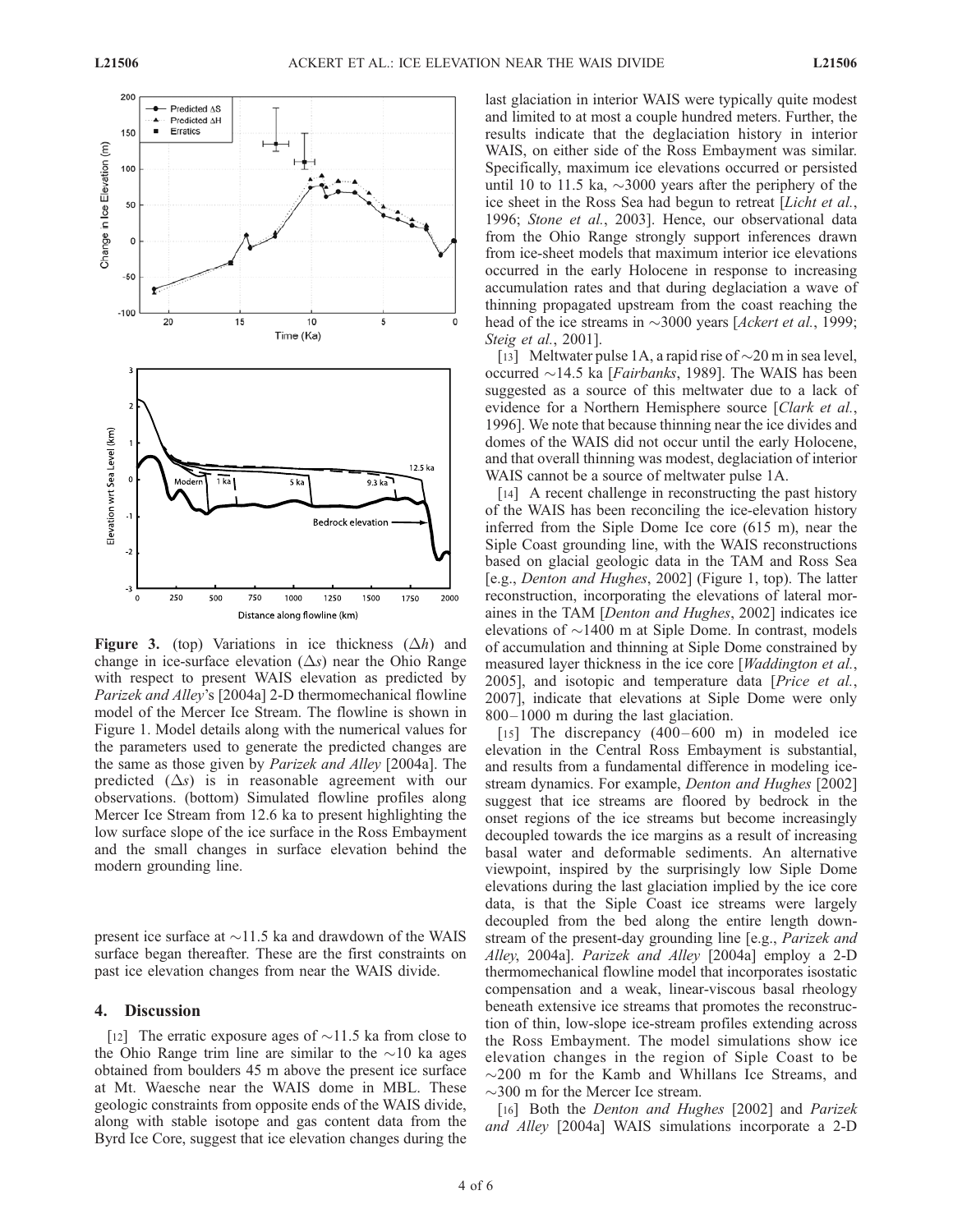**Figure 3.** (top) Variations in ice thickness ($\Delta h$) and change in ice-surface elevation ($\Delta s$) near the Ohio Range with respect to present WAIS elevation as predicted by *Parizek and Alley*'s [2004a] 2-D thermomechanical flowline model of the Mercer Ice Stream. The flowline is shown in Figure 1. Model details along with the numerical values for the parameters used to generate the predicted changes are the same as those given by *Parizek and Alley* [2004a]. The predicted ($\Delta s$) is in reasonable agreement with our observations. (bottom) Simulated flowline profiles along Mercer Ice Stream from 12.6 ka to present highlighting the low surface slope of the ice surface in the Ross Embayment and the small changes in surface elevation behind the modern grounding line.

present ice surface at ~11.5 ka and drawdown of the WAIS surface began thereafter. These are the first constraints on past ice elevation changes from near the WAIS divide.

## 4. Discussion

[12] The erratic exposure ages of ~11.5 ka from close to the Ohio Range trim line are similar to the ~10 ka ages obtained from boulders 45 m above the present ice surface at Mt. Waesche near the WAIS dome in MBL. These geologic constraints from opposite ends of the WAIS divide, along with stable isotope and gas content data from the Byrd Ice Core, suggest that ice elevation changes during the last glaciation in interior WAIS were typically quite modest and limited to at most a couple hundred meters. Further, the results indicate that the deglaciation history in interior WAIS, on either side of the Ross Embayment was similar. Specifically, maximum ice elevations occurred or persisted until 10 to 11.5 ka, ~3000 years after the periphery of the ice sheet in the Ross Sea had begun to retreat [*Licht et al.*, 1996; *Stone et al.*, 2003]. Hence, our observational data from the Ohio Range strongly support inferences drawn from ice-sheet models that maximum interior ice elevations occurred in the early Holocene in response to increasing accumulation rates and that during deglaciation a wave of thinning propagated upstream from the coast reaching the head of the ice streams in ~3000 years [*Ackert et al.*, 1999; *Steig et al.*, 2001].

[13] Meltwater pulse 1A, a rapid rise of ~20 m in sea level, occurred ~14.5 ka [*Fairbanks*, 1989]. The WAIS has been suggested as a source of this meltwater due to a lack of evidence for a Northern Hemisphere source [*Clark et al.*, 1996]. We note that because thinning near the ice divides and domes of the WAIS did not occur until the early Holocene, and that overall thinning was modest, deglaciation of interior WAIS cannot be a source of meltwater pulse 1A.

[14] A recent challenge in reconstructing the past history of the WAIS has been reconciling the ice-elevation history inferred from the Siple Dome Ice core (615 m), near the Siple Coast grounding line, with the WAIS reconstructions based on glacial geologic data in the TAM and Ross Sea [e.g., *Denton and Hughes*, 2002] (Figure 1, top). The latter reconstruction, incorporating the elevations of lateral moraines in the TAM [*Denton and Hughes*, 2002] indicates ice elevations of ~1400 m at Siple Dome. In contrast, models of accumulation and thinning at Siple Dome constrained by measured layer thickness in the ice core [*Waddington et al.*, 2005], and isotopic and temperature data [*Price et al.*, 2007], indicate that elevations at Siple Dome were only 800–1000 m during the last glaciation.

[15] The discrepancy (400–600 m) in modeled ice elevation in the Central Ross Embayment is substantial, and results from a fundamental difference in modeling ice-stream dynamics. For example, *Denton and Hughes* [2002] suggest that ice streams are floored by bedrock in the onset regions of the ice streams but become increasingly decoupled towards the ice margins as a result of increasing basal water and deformable sediments. An alternative viewpoint, inspired by the surprisingly low Siple Dome elevations during the last glaciation implied by the ice core data, is that the Siple Coast ice streams were largely decoupled from the bed along the entire length downstream of the present-day grounding line [e.g., *Parizek and Alley*, 2004a]. *Parizek and Alley* [2004a] employ a 2-D thermomechanical flowline model that incorporates isostatic compensation and a weak, linear-viscous basal rheology beneath extensive ice streams that promotes the reconstruction of thin, low-slope ice-stream profiles extending across the Ross Embayment. The model simulations show ice elevation changes in the region of Siple Coast to be ~200 m for the Kamb and Whillans Ice Streams, and ~300 m for the Mercer Ice stream.

[16] Both the *Denton and Hughes* [2002] and *Parizek and Alley* [2004a] WAIS simulations incorporate a 2-D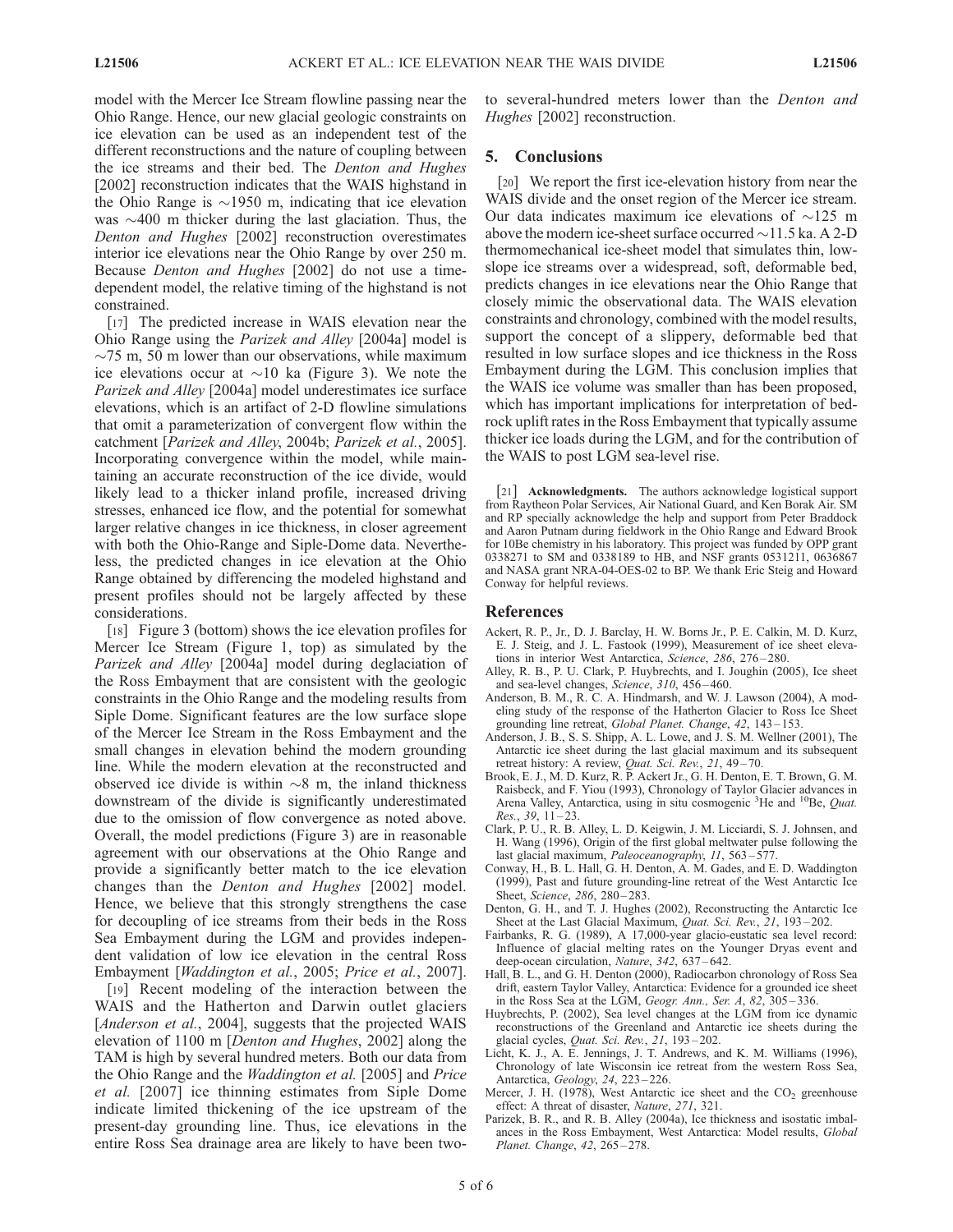model with the Mercer Ice Stream flowline passing near the Ohio Range. Hence, our new glacial geologic constraints on ice elevation can be used as an independent test of the different reconstructions and the nature of coupling between the ice streams and their bed. The *Denton and Hughes* [2002] reconstruction indicates that the WAIS highstand in the Ohio Range is ~1950 m, indicating that ice elevation was ~400 m thicker during the last glaciation. Thus, the *Denton and Hughes* [2002] reconstruction overestimates interior ice elevations near the Ohio Range by over 250 m. Because *Denton and Hughes* [2002] do not use a time-dependent model, the relative timing of the highstand is not constrained.

[17] The predicted increase in WAIS elevation near the Ohio Range using the *Parizek and Alley* [2004a] model is ~75 m, 50 m lower than our observations, while maximum ice elevations occur at ~10 ka (Figure 3). We note the *Parizek and Alley* [2004a] model underestimates ice surface elevations, which is an artifact of 2-D flowline simulations that omit a parameterization of convergent flow within the catchment [*Parizek and Alley*, 2004b; *Parizek et al.*, 2005]. Incorporating convergence within the model, while maintaining an accurate reconstruction of the ice divide, would likely lead to a thicker inland profile, increased driving stresses, enhanced ice flow, and the potential for somewhat larger relative changes in ice thickness, in closer agreement with both the Ohio-Range and Siple-Dome data. Nevertheless, the predicted changes in ice elevation at the Ohio Range obtained by differencing the modeled highstand and present profiles should not be largely affected by these considerations.

[18] Figure 3 (bottom) shows the ice elevation profiles for Mercer Ice Stream (Figure 1, top) as simulated by the *Parizek and Alley* [2004a] model during deglaciation of the Ross Embayment that are consistent with the geologic constraints in the Ohio Range and the modeling results from Siple Dome. Significant features are the low surface slope of the Mercer Ice Stream in the Ross Embayment and the small changes in elevation behind the modern grounding line. While the modern elevation at the reconstructed and observed ice divide is within ~8 m, the inland thickness downstream of the divide is significantly underestimated due to the omission of flow convergence as noted above. Overall, the model predictions (Figure 3) are in reasonable agreement with our observations at the Ohio Range and provide a significantly better match to the ice elevation changes than the *Denton and Hughes* [2002] model. Hence, we believe that this strongly strengthens the case for decoupling of ice streams from their beds in the Ross Sea Embayment during the LGM and provides independent validation of low ice elevation in the central Ross Embayment [*Waddington et al.*, 2005; *Price et al.*, 2007].

[19] Recent modeling of the interaction between the WAIS and the Hatherton and Darwin outlet glaciers [*Anderson et al.*, 2004], suggests that the projected WAIS elevation of 1100 m [*Denton and Hughes*, 2002] along the TAM is high by several hundred meters. Both our data from the Ohio Range and the *Waddington et al.* [2005] and *Price et al.* [2007] ice thinning estimates from Siple Dome indicate limited thickening of the ice upstream of the present-day grounding line. Thus, ice elevations in the entire Ross Sea drainage area are likely to have been two- to several-hundred meters lower than the *Denton and Hughes* [2002] reconstruction.

## 5. Conclusions

[20] We report the first ice-elevation history from near the WAIS divide and the onset region of the Mercer ice stream. Our data indicates maximum ice elevations of ~125 m above the modern ice-sheet surface occurred ~11.5 ka. A 2-D thermomechanical ice-sheet model that simulates thin, low-slope ice streams over a widespread, soft, deformable bed, predicts changes in ice elevations near the Ohio Range that closely mimic the observational data. The WAIS elevation constraints and chronology, combined with the model results, support the concept of a slippery, deformable bed that resulted in low surface slopes and ice thickness in the Ross Embayment during the LGM. This conclusion implies that the WAIS ice volume was smaller than has been proposed, which has important implications for interpretation of bedrock uplift rates in the Ross Embayment that typically assume thicker ice loads during the LGM, and for the contribution of the WAIS to post LGM sea-level rise.

[21] **Acknowledgments.** The authors acknowledge logistical support from Raytheon Polar Services, Air National Guard, and Ken Borak Air. SM and RP specially acknowledge the help and support from Peter Braddock and Aaron Putnam during fieldwork in the Ohio Range and Edward Brook for 10Be chemistry in his laboratory. This project was funded by OPP grant 0338271 to SM and 0338189 to HB, and NSF grants 0531211, 0636867 and NASA grant NRA-04-OES-02 to BP. We thank Eric Steig and Howard Conway for helpful reviews.

## References

Ackert, R. P., Jr., D. J. Barclay, H. W. Borns Jr., P. E. Calkin, M. D. Kurz, E. J. Steig, and J. L. Fastook (1999), Measurement of ice sheet elevations in interior West Antarctica, *Science*, *286*, 276–280.

Alley, R. B., P. U. Clark, P. Huybrechts, and I. Joughin (2005), Ice sheet and sea-level changes, *Science*, *310*, 456–460.

Anderson, B. M., R. C. A. Hindmarsh, and W. J. Lawson (2004), A modeling study of the response of the Hatherton Glacier to Ross Ice Sheet grounding line retreat, *Global Planet. Change*, *42*, 143–153.

Anderson, J. B., S. S. Shipp, A. L. Lowe, and J. S. M. Wellner (2001), The Antarctic ice sheet during the last glacial maximum and its subsequent retreat history: A review, *Quat. Sci. Rev.*, *21*, 49–70.

Brook, E. J., M. D. Kurz, R. P. Ackert Jr., G. H. Denton, E. T. Brown, G. M. Raisbeck, and F. Yiou (1993), Chronology of Taylor Glacier advances in Arena Valley, Antarctica, using in situ cosmogenic $^{3}$He and $^{10}$Be, *Quat. Res.*, *39*, 11–23.

Clark, P. U., R. B. Alley, L. D. Keigwin, J. M. Licciardi, S. J. Johnsen, and H. Wang (1996), Origin of the first global meltwater pulse following the last glacial maximum, *Paleoceanography*, *11*, 563–577.

Conway, H., B. L. Hall, G. H. Denton, A. M. Gades, and E. D. Waddington (1999), Past and future grounding-line retreat of the West Antarctic Ice Sheet, *Science*, *286*, 280–283.

Denton, G. H., and T. J. Hughes (2002), Reconstructing the Antarctic Ice Sheet at the Last Glacial Maximum, *Quat. Sci. Rev.*, *21*, 193–202.

Fairbanks, R. G. (1989), A 17,000-year glacio-eustatic sea level record: Influence of glacial melting rates on the Younger Dryas event and deep-ocean circulation, *Nature*, *342*, 637–642.

Hall, B. L., and G. H. Denton (2000), Radiocarbon chronology of Ross Sea drift, eastern Taylor Valley, Antarctica: Evidence for a grounded ice sheet in the Ross Sea at the LGM, *Geogr. Ann., Ser. A*, *82*, 305–336.

Huybrechts, P. (2002), Sea level changes at the LGM from ice dynamic reconstructions of the Greenland and Antarctic ice sheets during the glacial cycles, *Quat. Sci. Rev.*, *21*, 193–202.

Licht, K. J., A. E. Jennings, J. T. Andrews, and K. M. Williams (1996), Chronology of late Wisconsin ice retreat from the western Ross Sea, Antarctica, *Geology*, *24*, 223–226.

Mercer, J. H. (1978), West Antarctic ice sheet and the $CO_2$ greenhouse effect: A threat of disaster, *Nature*, *271*, 321.

Parizek, B. R., and R. B. Alley (2004a), Ice thickness and isostatic imbalances in the Ross Embayment, West Antarctica: Model results, *Global Planet. Change*, *42*, 265–278.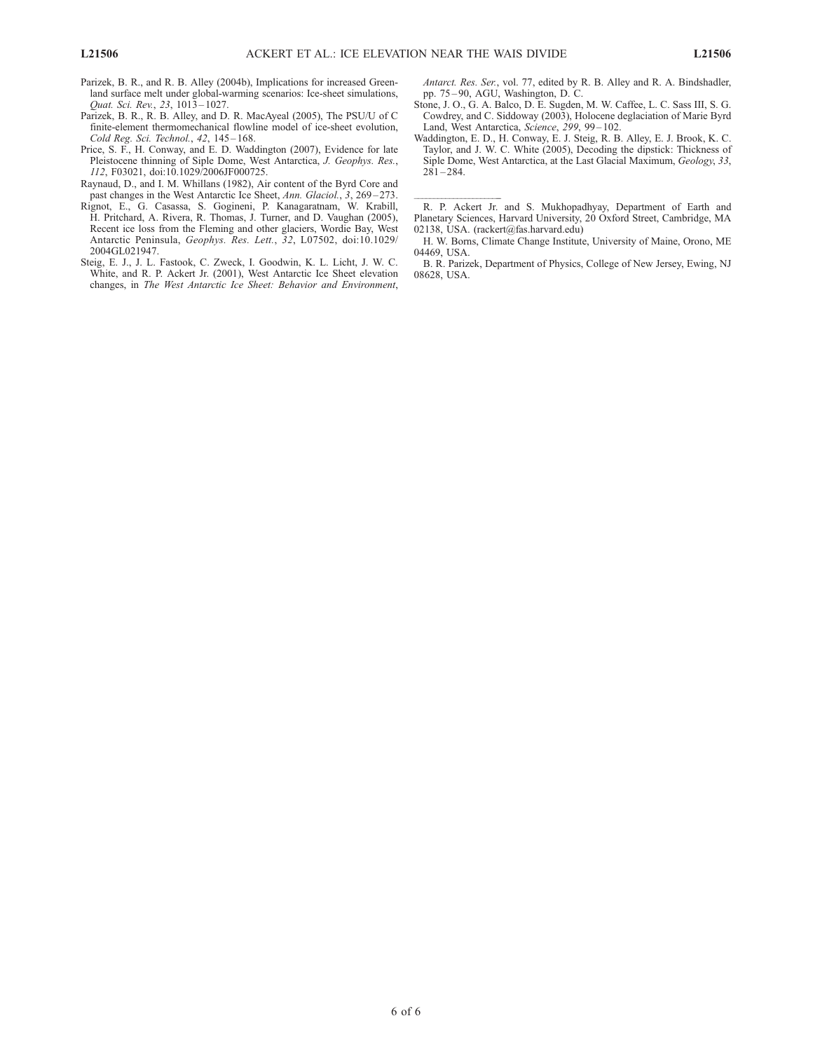Parizek, B. R., and R. B. Alley (2004b), Implications for increased Greenland surface melt under global-warming scenarios: Ice-sheet simulations, *Quat. Sci. Rev.*, *23*, 1013–1027.

Parizek, B. R., R. B. Alley, and D. R. MacAyeal (2005), The PSU/U of C finite-element thermomechanical flowline model of ice-sheet evolution, *Cold Reg. Sci. Technol.*, *42*, 145–168.

Price, S. F., H. Conway, and E. D. Waddington (2007), Evidence for late Pleistocene thinning of Siple Dome, West Antarctica, *J. Geophys. Res.*, *112*, F03021, doi:10.1029/2006JF000725.

Raynaud, D., and I. M. Whillans (1982), Air content of the Byrd Core and past changes in the West Antarctic Ice Sheet, *Ann. Glaciol.*, *3*, 269–273.

Rignot, E., G. Casassa, S. Gogineni, P. Kanagaratnam, W. Krabill, H. Pritchard, A. Rivera, R. Thomas, J. Turner, and D. Vaughan (2005), Recent ice loss from the Fleming and other glaciers, Wordie Bay, West Antarctic Peninsula, *Geophys. Res. Lett.*, *32*, L07502, doi:10.1029/2004GL021947.

Steig, E. J., J. L. Fastook, C. Zweck, I. Goodwin, K. L. Licht, J. W. C. White, and R. P. Ackert Jr. (2001), West Antarctic Ice Sheet elevation changes, in *The West Antarctic Ice Sheet: Behavior and Environment*, *Antarct. Res. Ser.*, vol. 77, edited by R. B. Alley and R. A. Bindshadler, pp. 75–90, AGU, Washington, D. C.

Stone, J. O., G. A. Balco, D. E. Sugden, M. W. Caffee, L. C. Sass III, S. G. Cowdrey, and C. Siddoway (2003), Holocene deglaciation of Marie Byrd Land, West Antarctica, *Science*, *299*, 99–102.

Waddington, E. D., H. Conway, E. J. Steig, R. B. Alley, E. J. Brook, K. C. Taylor, and J. W. C. White (2005), Decoding the dipstick: Thickness of Siple Dome, West Antarctica, at the Last Glacial Maximum, *Geology*, *33*, 281–284.

---

R. P. Ackert Jr. and S. Mukhopadhyay, Department of Earth and Planetary Sciences, Harvard University, 20 Oxford Street, Cambridge, MA 02138, USA. (rackert@fas.harvard.edu)

H. W. Borns, Climate Change Institute, University of Maine, Orono, ME 04469, USA.

B. R. Parizek, Department of Physics, College of New Jersey, Ewing, NJ 08628, USA.